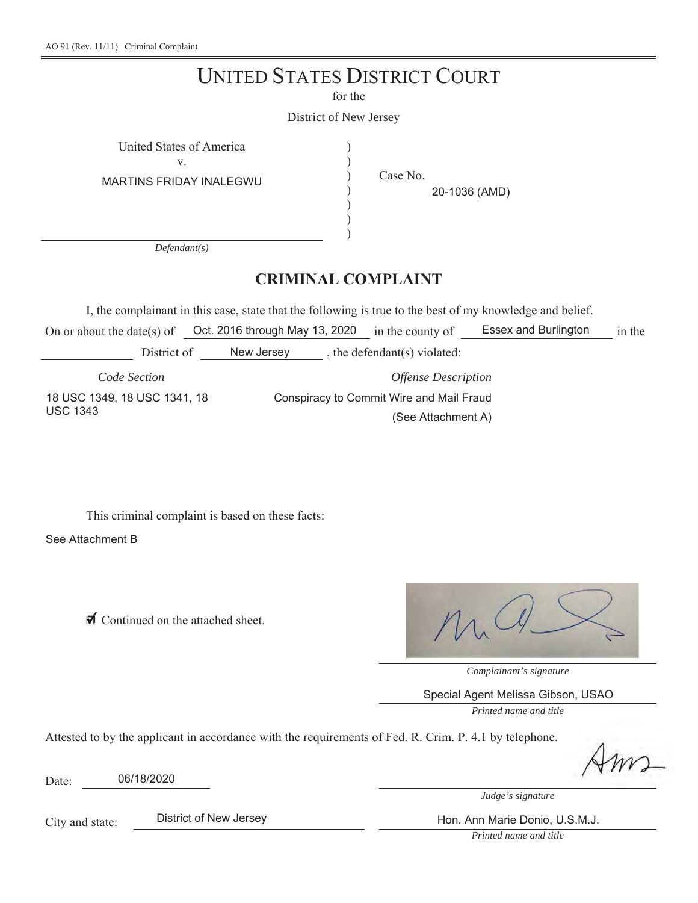AO 91 (Rev. 11/11) Criminal Complaint

# UNITED STATES DISTRICT COURT

for the

District of New Jersey

United States of America
v.
MARTINS FRIDAY INALEGWU

*Defendant(s)*

Case No. 20-1036 (AMD)

## CRIMINAL COMPLAINT

I, the complainant in this case, state that the following is true to the best of my knowledge and belief.

On or about the date(s) of Oct. 2016 through May 13, 2020 in the county of Essex and Burlington in the ______ District of New Jersey, the defendant(s) violated:

| *Code Section* | *Offense Description* |
|---|---|
| 18 USC 1349, 18 USC 1341, 18 USC 1343 | Conspiracy to Commit Wire and Mail Fraud (See Attachment A) |

This criminal complaint is based on these facts:

See Attachment B

☑ Continued on the attached sheet.

*Complainant's signature*

Special Agent Melissa Gibson, USAO

*Printed name and title*

Attested to by the applicant in accordance with the requirements of Fed. R. Crim. P. 4.1 by telephone.

Date: 06/18/2020

*Judge's signature*

City and state: District of New Jersey

Hon. Ann Marie Donio, U.S.M.J.

*Printed name and title*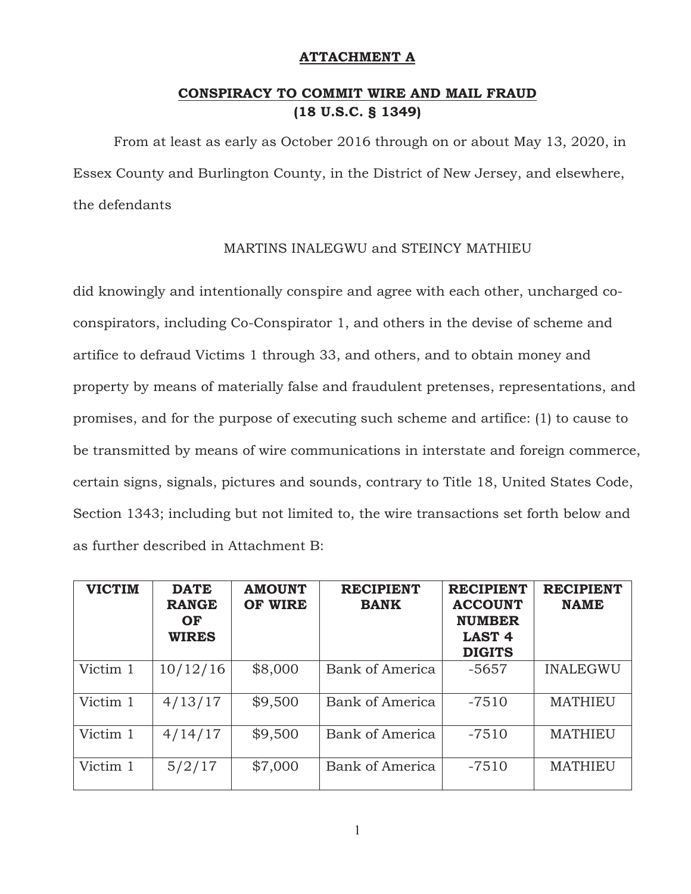# ATTACHMENT A

## CONSPIRACY TO COMMIT WIRE AND MAIL FRAUD (18 U.S.C. § 1349)

From at least as early as October 2016 through on or about May 13, 2020, in Essex County and Burlington County, in the District of New Jersey, and elsewhere, the defendants

MARTINS INALEGWU and STEINCY MATHIEU

did knowingly and intentionally conspire and agree with each other, uncharged co-conspirators, including Co-Conspirator 1, and others in the devise of scheme and artifice to defraud Victims 1 through 33, and others, and to obtain money and property by means of materially false and fraudulent pretenses, representations, and promises, and for the purpose of executing such scheme and artifice: (1) to cause to be transmitted by means of wire communications in interstate and foreign commerce, certain signs, signals, pictures and sounds, contrary to Title 18, United States Code, Section 1343; including but not limited to, the wire transactions set forth below and as further described in Attachment B:

| VICTIM | DATE RANGE OF WIRES | AMOUNT OF WIRE | RECIPIENT BANK | RECIPIENT ACCOUNT NUMBER LAST 4 DIGITS | RECIPIENT NAME |
|---|---|---|---|---|---|
| Victim 1 | 10/12/16 | $8,000 | Bank of America | -5657 | INALEGWU |
| Victim 1 | 4/13/17 | $9,500 | Bank of America | -7510 | MATHIEU |
| Victim 1 | 4/14/17 | $9,500 | Bank of America | -7510 | MATHIEU |
| Victim 1 | 5/2/17 | $7,000 | Bank of America | -7510 | MATHIEU |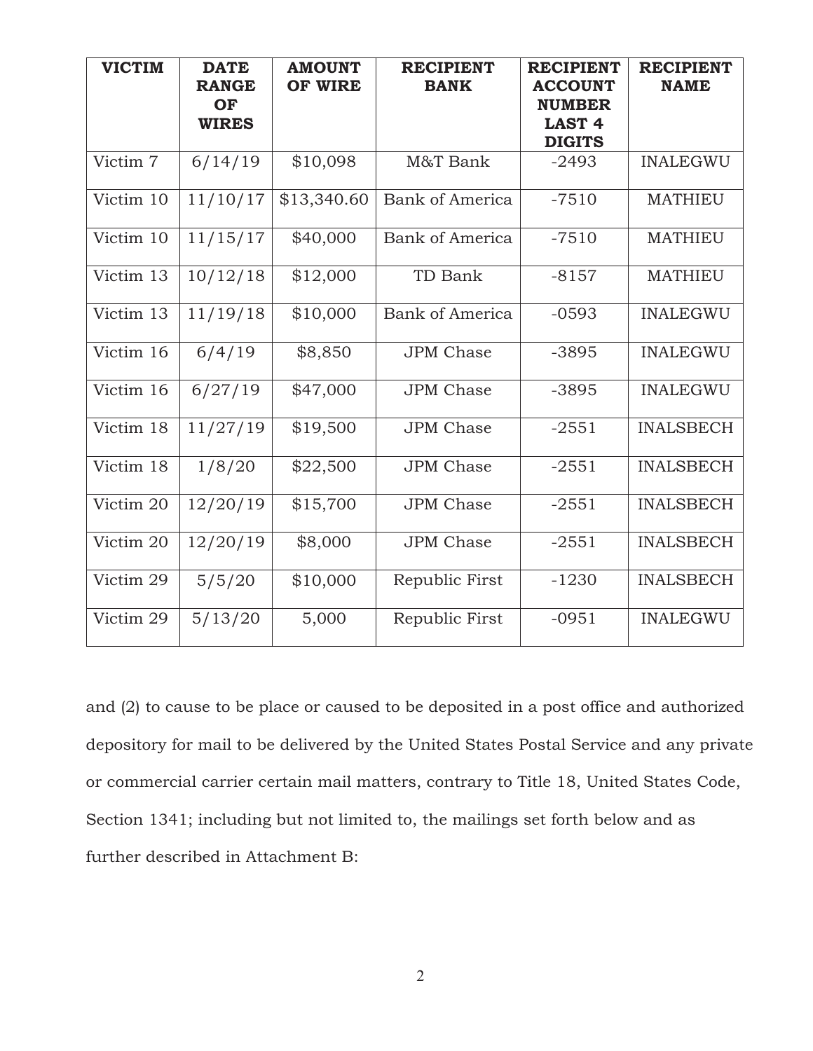| VICTIM | DATE RANGE OF WIRES | AMOUNT OF WIRE | RECIPIENT BANK | RECIPIENT ACCOUNT NUMBER LAST 4 DIGITS | RECIPIENT NAME |
|---|---|---|---|---|---|
| Victim 7 | 6/14/19 | $10,098 | M&T Bank | -2493 | INALEGWU |
| Victim 10 | 11/10/17 | $13,340.60 | Bank of America | -7510 | MATHIEU |
| Victim 10 | 11/15/17 | $40,000 | Bank of America | -7510 | MATHIEU |
| Victim 13 | 10/12/18 | $12,000 | TD Bank | -8157 | MATHIEU |
| Victim 13 | 11/19/18 | $10,000 | Bank of America | -0593 | INALEGWU |
| Victim 16 | 6/4/19 | $8,850 | JPM Chase | -3895 | INALEGWU |
| Victim 16 | 6/27/19 | $47,000 | JPM Chase | -3895 | INALEGWU |
| Victim 18 | 11/27/19 | $19,500 | JPM Chase | -2551 | INALSBECH |
| Victim 18 | 1/8/20 | $22,500 | JPM Chase | -2551 | INALSBECH |
| Victim 20 | 12/20/19 | $15,700 | JPM Chase | -2551 | INALSBECH |
| Victim 20 | 12/20/19 | $8,000 | JPM Chase | -2551 | INALSBECH |
| Victim 29 | 5/5/20 | $10,000 | Republic First | -1230 | INALSBECH |
| Victim 29 | 5/13/20 | 5,000 | Republic First | -0951 | INALEGWU |

and (2) to cause to be place or caused to be deposited in a post office and authorized depository for mail to be delivered by the United States Postal Service and any private or commercial carrier certain mail matters, contrary to Title 18, United States Code, Section 1341; including but not limited to, the mailings set forth below and as further described in Attachment B: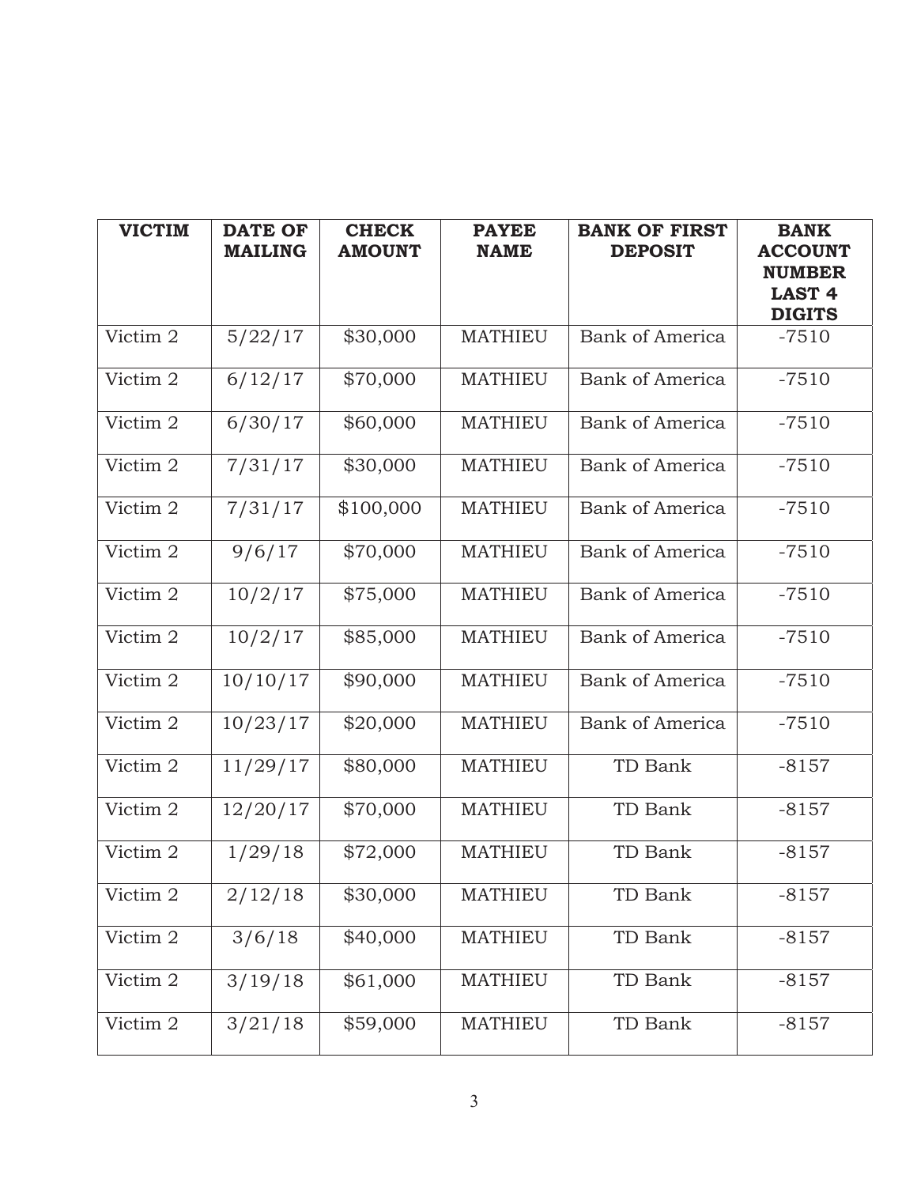| VICTIM | DATE OF MAILING | CHECK AMOUNT | PAYEE NAME | BANK OF FIRST DEPOSIT | BANK ACCOUNT NUMBER LAST 4 DIGITS |
|---|---|---|---|---|---|
| Victim 2 | 5/22/17 | $30,000 | MATHIEU | Bank of America | -7510 |
| Victim 2 | 6/12/17 | $70,000 | MATHIEU | Bank of America | -7510 |
| Victim 2 | 6/30/17 | $60,000 | MATHIEU | Bank of America | -7510 |
| Victim 2 | 7/31/17 | $30,000 | MATHIEU | Bank of America | -7510 |
| Victim 2 | 7/31/17 | $100,000 | MATHIEU | Bank of America | -7510 |
| Victim 2 | 9/6/17 | $70,000 | MATHIEU | Bank of America | -7510 |
| Victim 2 | 10/2/17 | $75,000 | MATHIEU | Bank of America | -7510 |
| Victim 2 | 10/2/17 | $85,000 | MATHIEU | Bank of America | -7510 |
| Victim 2 | 10/10/17 | $90,000 | MATHIEU | Bank of America | -7510 |
| Victim 2 | 10/23/17 | $20,000 | MATHIEU | Bank of America | -7510 |
| Victim 2 | 11/29/17 | $80,000 | MATHIEU | TD Bank | -8157 |
| Victim 2 | 12/20/17 | $70,000 | MATHIEU | TD Bank | -8157 |
| Victim 2 | 1/29/18 | $72,000 | MATHIEU | TD Bank | -8157 |
| Victim 2 | 2/12/18 | $30,000 | MATHIEU | TD Bank | -8157 |
| Victim 2 | 3/6/18 | $40,000 | MATHIEU | TD Bank | -8157 |
| Victim 2 | 3/19/18 | $61,000 | MATHIEU | TD Bank | -8157 |
| Victim 2 | 3/21/18 | $59,000 | MATHIEU | TD Bank | -8157 |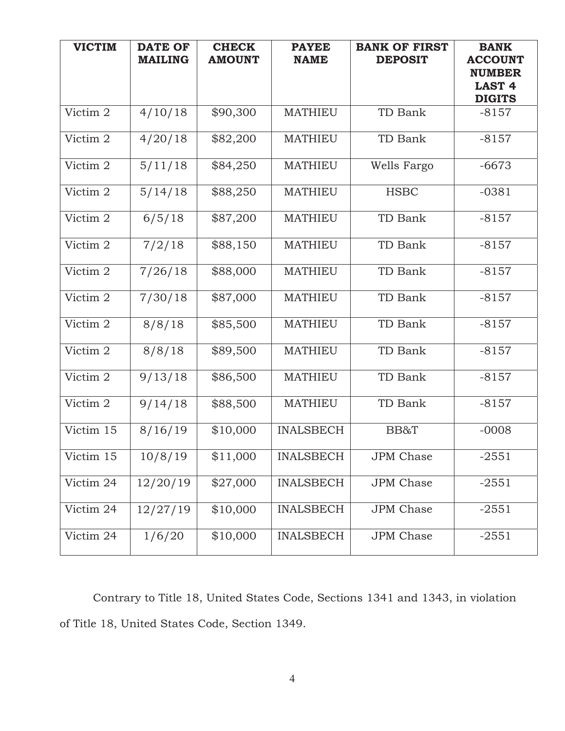| VICTIM | DATE OF MAILING | CHECK AMOUNT | PAYEE NAME | BANK OF FIRST DEPOSIT | BANK ACCOUNT NUMBER LAST 4 DIGITS |
| --- | --- | --- | --- | --- | --- |
| Victim 2 | 4/10/18 | $90,300 | MATHIEU | TD Bank | -8157 |
| Victim 2 | 4/20/18 | $82,200 | MATHIEU | TD Bank | -8157 |
| Victim 2 | 5/11/18 | $84,250 | MATHIEU | Wells Fargo | -6673 |
| Victim 2 | 5/14/18 | $88,250 | MATHIEU | HSBC | -0381 |
| Victim 2 | 6/5/18 | $87,200 | MATHIEU | TD Bank | -8157 |
| Victim 2 | 7/2/18 | $88,150 | MATHIEU | TD Bank | -8157 |
| Victim 2 | 7/26/18 | $88,000 | MATHIEU | TD Bank | -8157 |
| Victim 2 | 7/30/18 | $87,000 | MATHIEU | TD Bank | -8157 |
| Victim 2 | 8/8/18 | $85,500 | MATHIEU | TD Bank | -8157 |
| Victim 2 | 8/8/18 | $89,500 | MATHIEU | TD Bank | -8157 |
| Victim 2 | 9/13/18 | $86,500 | MATHIEU | TD Bank | -8157 |
| Victim 2 | 9/14/18 | $88,500 | MATHIEU | TD Bank | -8157 |
| Victim 15 | 8/16/19 | $10,000 | INALSBECH | BB&T | -0008 |
| Victim 15 | 10/8/19 | $11,000 | INALSBECH | JPM Chase | -2551 |
| Victim 24 | 12/20/19 | $27,000 | INALSBECH | JPM Chase | -2551 |
| Victim 24 | 12/27/19 | $10,000 | INALSBECH | JPM Chase | -2551 |
| Victim 24 | 1/6/20 | $10,000 | INALSBECH | JPM Chase | -2551 |

Contrary to Title 18, United States Code, Sections 1341 and 1343, in violation of Title 18, United States Code, Section 1349.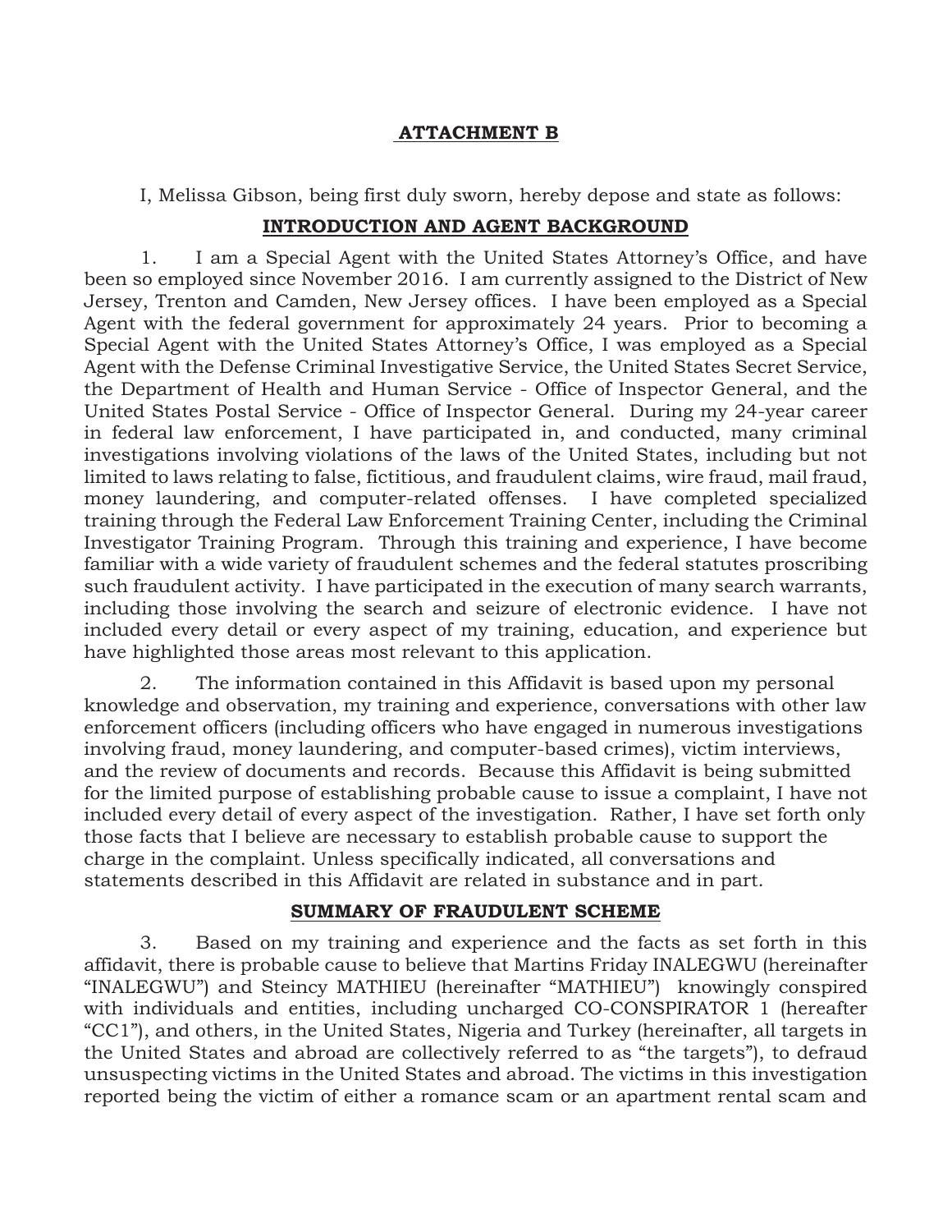## ATTACHMENT B

I, Melissa Gibson, being first duly sworn, hereby depose and state as follows:

### INTRODUCTION AND AGENT BACKGROUND

1. I am a Special Agent with the United States Attorney's Office, and have been so employed since November 2016. I am currently assigned to the District of New Jersey, Trenton and Camden, New Jersey offices. I have been employed as a Special Agent with the federal government for approximately 24 years. Prior to becoming a Special Agent with the United States Attorney's Office, I was employed as a Special Agent with the Defense Criminal Investigative Service, the United States Secret Service, the Department of Health and Human Service - Office of Inspector General, and the United States Postal Service - Office of Inspector General. During my 24-year career in federal law enforcement, I have participated in, and conducted, many criminal investigations involving violations of the laws of the United States, including but not limited to laws relating to false, fictitious, and fraudulent claims, wire fraud, mail fraud, money laundering, and computer-related offenses. I have completed specialized training through the Federal Law Enforcement Training Center, including the Criminal Investigator Training Program. Through this training and experience, I have become familiar with a wide variety of fraudulent schemes and the federal statutes proscribing such fraudulent activity. I have participated in the execution of many search warrants, including those involving the search and seizure of electronic evidence. I have not included every detail or every aspect of my training, education, and experience but have highlighted those areas most relevant to this application.

2. The information contained in this Affidavit is based upon my personal knowledge and observation, my training and experience, conversations with other law enforcement officers (including officers who have engaged in numerous investigations involving fraud, money laundering, and computer-based crimes), victim interviews, and the review of documents and records. Because this Affidavit is being submitted for the limited purpose of establishing probable cause to issue a complaint, I have not included every detail of every aspect of the investigation. Rather, I have set forth only those facts that I believe are necessary to establish probable cause to support the charge in the complaint. Unless specifically indicated, all conversations and statements described in this Affidavit are related in substance and in part.

### SUMMARY OF FRAUDULENT SCHEME

3. Based on my training and experience and the facts as set forth in this affidavit, there is probable cause to believe that Martins Friday INALEGWU (hereinafter "INALEGWU") and Steincy MATHIEU (hereinafter "MATHIEU") knowingly conspired with individuals and entities, including uncharged CO-CONSPIRATOR 1 (hereafter "CC1"), and others, in the United States, Nigeria and Turkey (hereinafter, all targets in the United States and abroad are collectively referred to as "the targets"), to defraud unsuspecting victims in the United States and abroad. The victims in this investigation reported being the victim of either a romance scam or an apartment rental scam and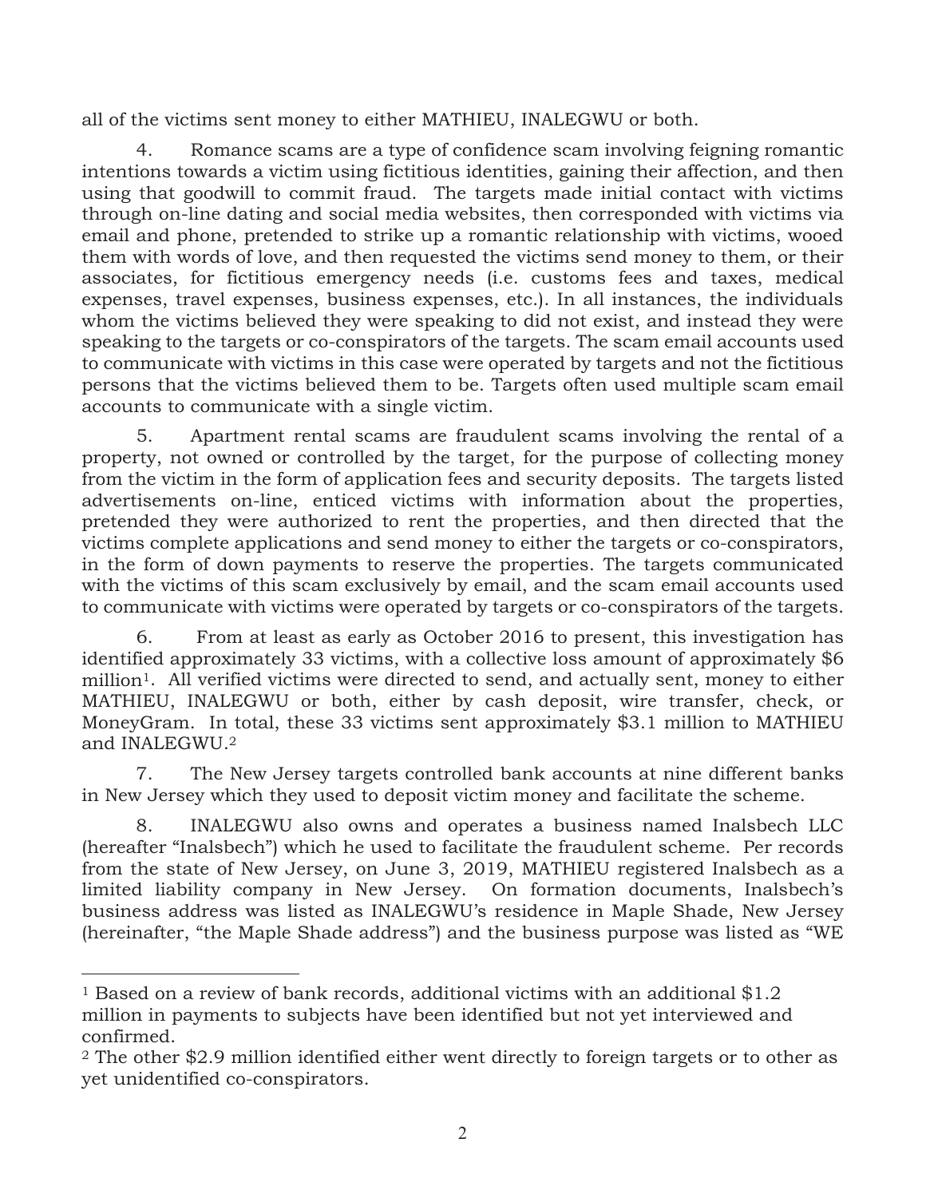all of the victims sent money to either MATHIEU, INALEGWU or both.

4. Romance scams are a type of confidence scam involving feigning romantic intentions towards a victim using fictitious identities, gaining their affection, and then using that goodwill to commit fraud. The targets made initial contact with victims through on-line dating and social media websites, then corresponded with victims via email and phone, pretended to strike up a romantic relationship with victims, wooed them with words of love, and then requested the victims send money to them, or their associates, for fictitious emergency needs (i.e. customs fees and taxes, medical expenses, travel expenses, business expenses, etc.). In all instances, the individuals whom the victims believed they were speaking to did not exist, and instead they were speaking to the targets or co-conspirators of the targets. The scam email accounts used to communicate with victims in this case were operated by targets and not the fictitious persons that the victims believed them to be. Targets often used multiple scam email accounts to communicate with a single victim.

5. Apartment rental scams are fraudulent scams involving the rental of a property, not owned or controlled by the target, for the purpose of collecting money from the victim in the form of application fees and security deposits. The targets listed advertisements on-line, enticed victims with information about the properties, pretended they were authorized to rent the properties, and then directed that the victims complete applications and send money to either the targets or co-conspirators, in the form of down payments to reserve the properties. The targets communicated with the victims of this scam exclusively by email, and the scam email accounts used to communicate with victims were operated by targets or co-conspirators of the targets.

6. From at least as early as October 2016 to present, this investigation has identified approximately 33 victims, with a collective loss amount of approximately $6 million[1]. All verified victims were directed to send, and actually sent, money to either MATHIEU, INALEGWU or both, either by cash deposit, wire transfer, check, or MoneyGram. In total, these 33 victims sent approximately $3.1 million to MATHIEU and INALEGWU.[2]

7. The New Jersey targets controlled bank accounts at nine different banks in New Jersey which they used to deposit victim money and facilitate the scheme.

8. INALEGWU also owns and operates a business named Inalsbech LLC (hereafter "Inalsbech") which he used to facilitate the fraudulent scheme. Per records from the state of New Jersey, on June 3, 2019, MATHIEU registered Inalsbech as a limited liability company in New Jersey. On formation documents, Inalsbech's business address was listed as INALEGWU's residence in Maple Shade, New Jersey (hereinafter, "the Maple Shade address") and the business purpose was listed as "WE

---

[1] Based on a review of bank records, additional victims with an additional $1.2 million in payments to subjects have been identified but not yet interviewed and confirmed.

[2] The other $2.9 million identified either went directly to foreign targets or to other as yet unidentified co-conspirators.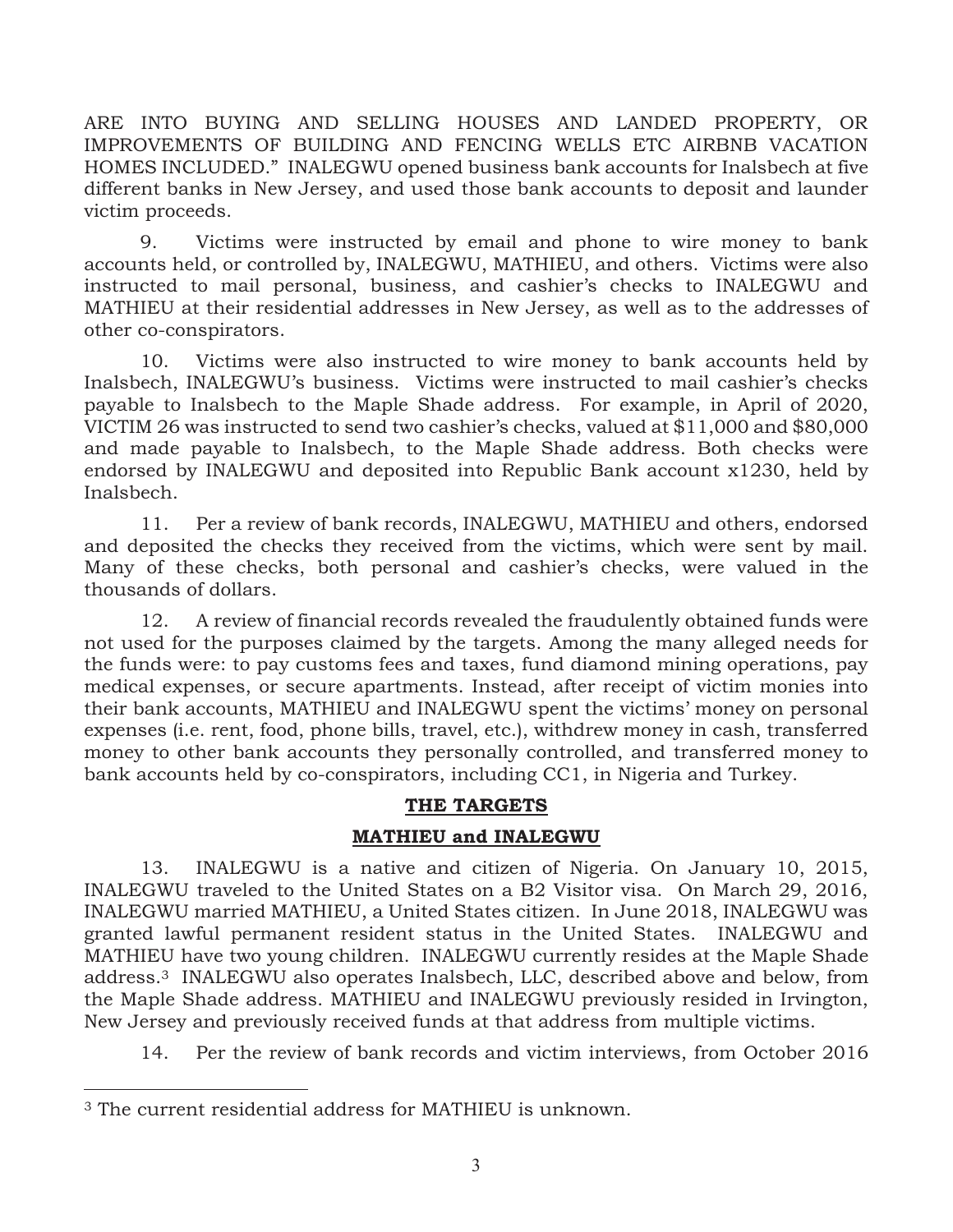ARE INTO BUYING AND SELLING HOUSES AND LANDED PROPERTY, OR IMPROVEMENTS OF BUILDING AND FENCING WELLS ETC AIRBNB VACATION HOMES INCLUDED." INALEGWU opened business bank accounts for Inalsbech at five different banks in New Jersey, and used those bank accounts to deposit and launder victim proceeds.

9. Victims were instructed by email and phone to wire money to bank accounts held, or controlled by, INALEGWU, MATHIEU, and others. Victims were also instructed to mail personal, business, and cashier's checks to INALEGWU and MATHIEU at their residential addresses in New Jersey, as well as to the addresses of other co-conspirators.

10. Victims were also instructed to wire money to bank accounts held by Inalsbech, INALEGWU's business. Victims were instructed to mail cashier's checks payable to Inalsbech to the Maple Shade address. For example, in April of 2020, VICTIM 26 was instructed to send two cashier's checks, valued at $11,000 and $80,000 and made payable to Inalsbech, to the Maple Shade address. Both checks were endorsed by INALEGWU and deposited into Republic Bank account x1230, held by Inalsbech.

11. Per a review of bank records, INALEGWU, MATHIEU and others, endorsed and deposited the checks they received from the victims, which were sent by mail. Many of these checks, both personal and cashier's checks, were valued in the thousands of dollars.

12. A review of financial records revealed the fraudulently obtained funds were not used for the purposes claimed by the targets. Among the many alleged needs for the funds were: to pay customs fees and taxes, fund diamond mining operations, pay medical expenses, or secure apartments. Instead, after receipt of victim monies into their bank accounts, MATHIEU and INALEGWU spent the victims' money on personal expenses (i.e. rent, food, phone bills, travel, etc.), withdrew money in cash, transferred money to other bank accounts they personally controlled, and transferred money to bank accounts held by co-conspirators, including CC1, in Nigeria and Turkey.

## THE TARGETS

### MATHIEU and INALEGWU

13. INALEGWU is a native and citizen of Nigeria. On January 10, 2015, INALEGWU traveled to the United States on a B2 Visitor visa. On March 29, 2016, INALEGWU married MATHIEU, a United States citizen. In June 2018, INALEGWU was granted lawful permanent resident status in the United States. INALEGWU and MATHIEU have two young children. INALEGWU currently resides at the Maple Shade address.[3] INALEGWU also operates Inalsbech, LLC, described above and below, from the Maple Shade address. MATHIEU and INALEGWU previously resided in Irvington, New Jersey and previously received funds at that address from multiple victims.

14. Per the review of bank records and victim interviews, from October 2016

[3] The current residential address for MATHIEU is unknown.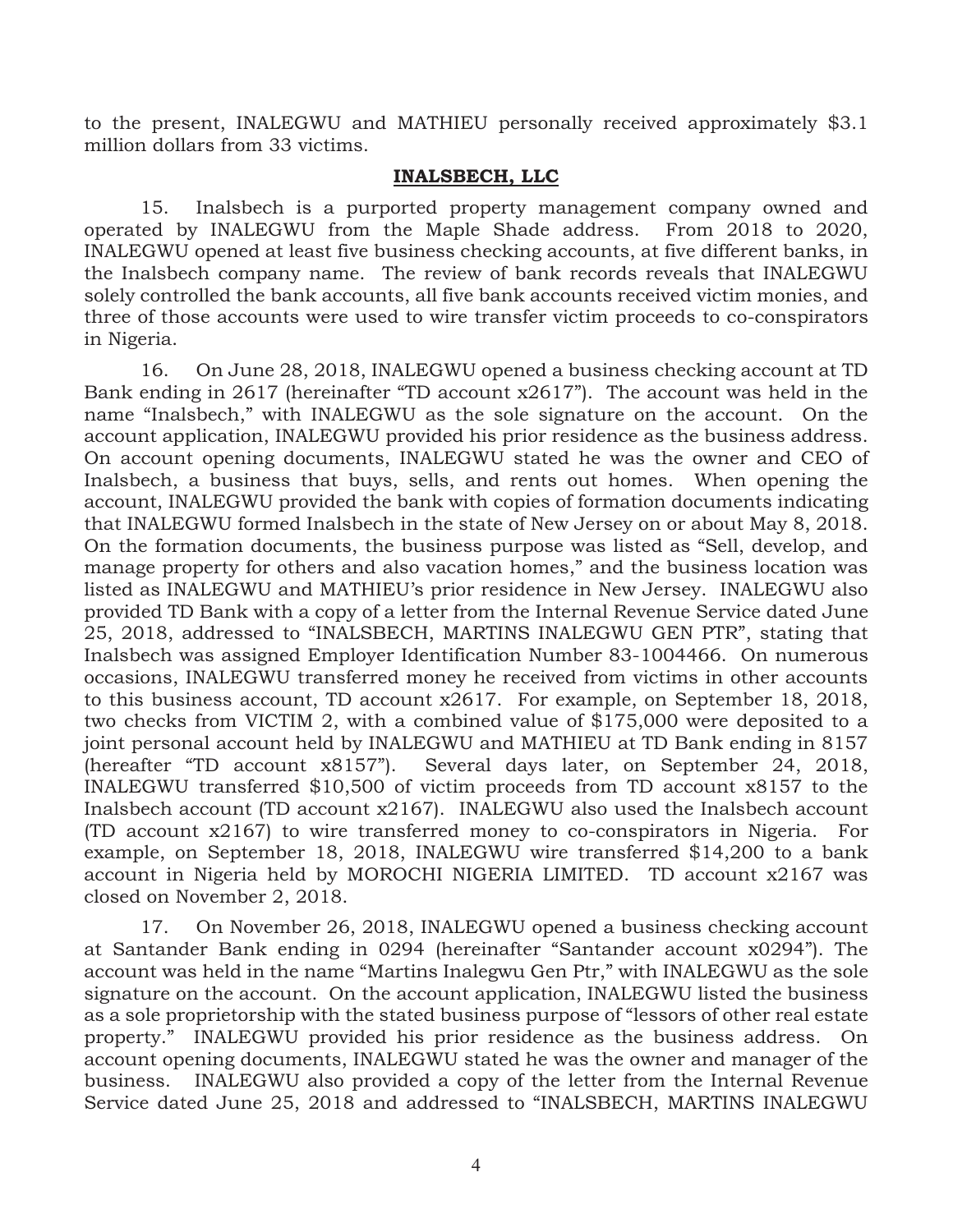to the present, INALEGWU and MATHIEU personally received approximately $3.1 million dollars from 33 victims.

## INALSBECH, LLC

15. Inalsbech is a purported property management company owned and operated by INALEGWU from the Maple Shade address. From 2018 to 2020, INALEGWU opened at least five business checking accounts, at five different banks, in the Inalsbech company name. The review of bank records reveals that INALEGWU solely controlled the bank accounts, all five bank accounts received victim monies, and three of those accounts were used to wire transfer victim proceeds to co-conspirators in Nigeria.

16. On June 28, 2018, INALEGWU opened a business checking account at TD Bank ending in 2617 (hereinafter "TD account x2617"). The account was held in the name "Inalsbech," with INALEGWU as the sole signature on the account. On the account application, INALEGWU provided his prior residence as the business address. On account opening documents, INALEGWU stated he was the owner and CEO of Inalsbech, a business that buys, sells, and rents out homes. When opening the account, INALEGWU provided the bank with copies of formation documents indicating that INALEGWU formed Inalsbech in the state of New Jersey on or about May 8, 2018. On the formation documents, the business purpose was listed as "Sell, develop, and manage property for others and also vacation homes," and the business location was listed as INALEGWU and MATHIEU's prior residence in New Jersey. INALEGWU also provided TD Bank with a copy of a letter from the Internal Revenue Service dated June 25, 2018, addressed to "INALSBECH, MARTINS INALEGWU GEN PTR", stating that Inalsbech was assigned Employer Identification Number 83-1004466. On numerous occasions, INALEGWU transferred money he received from victims in other accounts to this business account, TD account x2617. For example, on September 18, 2018, two checks from VICTIM 2, with a combined value of $175,000 were deposited to a joint personal account held by INALEGWU and MATHIEU at TD Bank ending in 8157 (hereafter "TD account x8157"). Several days later, on September 24, 2018, INALEGWU transferred $10,500 of victim proceeds from TD account x8157 to the Inalsbech account (TD account x2167). INALEGWU also used the Inalsbech account (TD account x2167) to wire transferred money to co-conspirators in Nigeria. For example, on September 18, 2018, INALEGWU wire transferred $14,200 to a bank account in Nigeria held by MOROCHI NIGERIA LIMITED. TD account x2167 was closed on November 2, 2018.

17. On November 26, 2018, INALEGWU opened a business checking account at Santander Bank ending in 0294 (hereinafter "Santander account x0294"). The account was held in the name "Martins Inalegwu Gen Ptr," with INALEGWU as the sole signature on the account. On the account application, INALEGWU listed the business as a sole proprietorship with the stated business purpose of "lessors of other real estate property." INALEGWU provided his prior residence as the business address. On account opening documents, INALEGWU stated he was the owner and manager of the business. INALEGWU also provided a copy of the letter from the Internal Revenue Service dated June 25, 2018 and addressed to "INALSBECH, MARTINS INALEGWU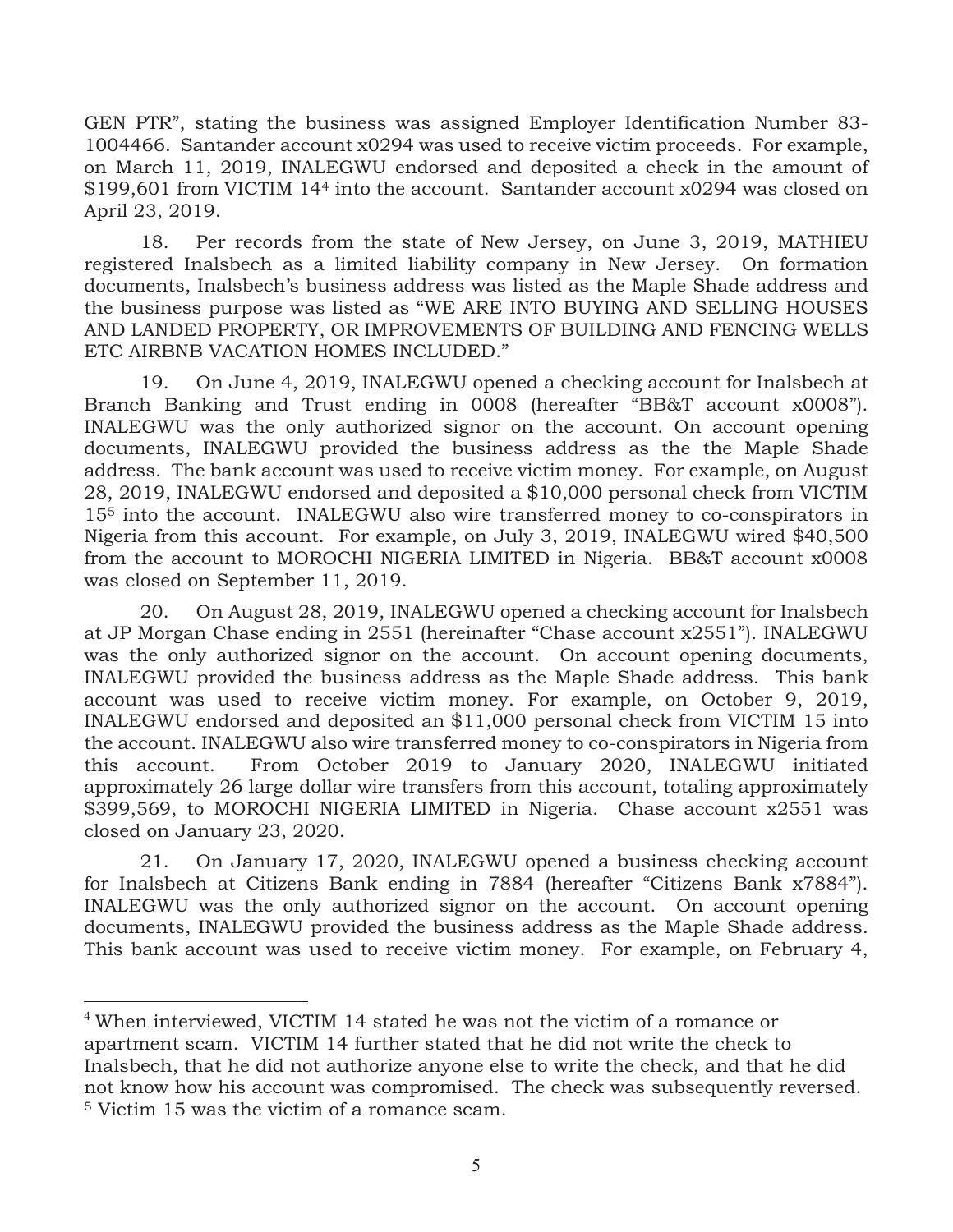GEN PTR", stating the business was assigned Employer Identification Number 83-1004466. Santander account x0294 was used to receive victim proceeds. For example, on March 11, 2019, INALEGWU endorsed and deposited a check in the amount of $199,601 from VICTIM 14[4] into the account. Santander account x0294 was closed on April 23, 2019.

18. Per records from the state of New Jersey, on June 3, 2019, MATHIEU registered Inalsbech as a limited liability company in New Jersey. On formation documents, Inalsbech's business address was listed as the Maple Shade address and the business purpose was listed as "WE ARE INTO BUYING AND SELLING HOUSES AND LANDED PROPERTY, OR IMPROVEMENTS OF BUILDING AND FENCING WELLS ETC AIRBNB VACATION HOMES INCLUDED."

19. On June 4, 2019, INALEGWU opened a checking account for Inalsbech at Branch Banking and Trust ending in 0008 (hereafter "BB&T account x0008"). INALEGWU was the only authorized signor on the account. On account opening documents, INALEGWU provided the business address as the the Maple Shade address. The bank account was used to receive victim money. For example, on August 28, 2019, INALEGWU endorsed and deposited a $10,000 personal check from VICTIM 15[5] into the account. INALEGWU also wire transferred money to co-conspirators in Nigeria from this account. For example, on July 3, 2019, INALEGWU wired $40,500 from the account to MOROCHI NIGERIA LIMITED in Nigeria. BB&T account x0008 was closed on September 11, 2019.

20. On August 28, 2019, INALEGWU opened a checking account for Inalsbech at JP Morgan Chase ending in 2551 (hereinafter "Chase account x2551"). INALEGWU was the only authorized signor on the account. On account opening documents, INALEGWU provided the business address as the Maple Shade address. This bank account was used to receive victim money. For example, on October 9, 2019, INALEGWU endorsed and deposited an $11,000 personal check from VICTIM 15 into the account. INALEGWU also wire transferred money to co-conspirators in Nigeria from this account. From October 2019 to January 2020, INALEGWU initiated approximately 26 large dollar wire transfers from this account, totaling approximately $399,569, to MOROCHI NIGERIA LIMITED in Nigeria. Chase account x2551 was closed on January 23, 2020.

21. On January 17, 2020, INALEGWU opened a business checking account for Inalsbech at Citizens Bank ending in 7884 (hereafter "Citizens Bank x7884"). INALEGWU was the only authorized signor on the account. On account opening documents, INALEGWU provided the business address as the Maple Shade address. This bank account was used to receive victim money. For example, on February 4,

---

[4] When interviewed, VICTIM 14 stated he was not the victim of a romance or apartment scam. VICTIM 14 further stated that he did not write the check to Inalsbech, that he did not authorize anyone else to write the check, and that he did not know how his account was compromised. The check was subsequently reversed.

[5] Victim 15 was the victim of a romance scam.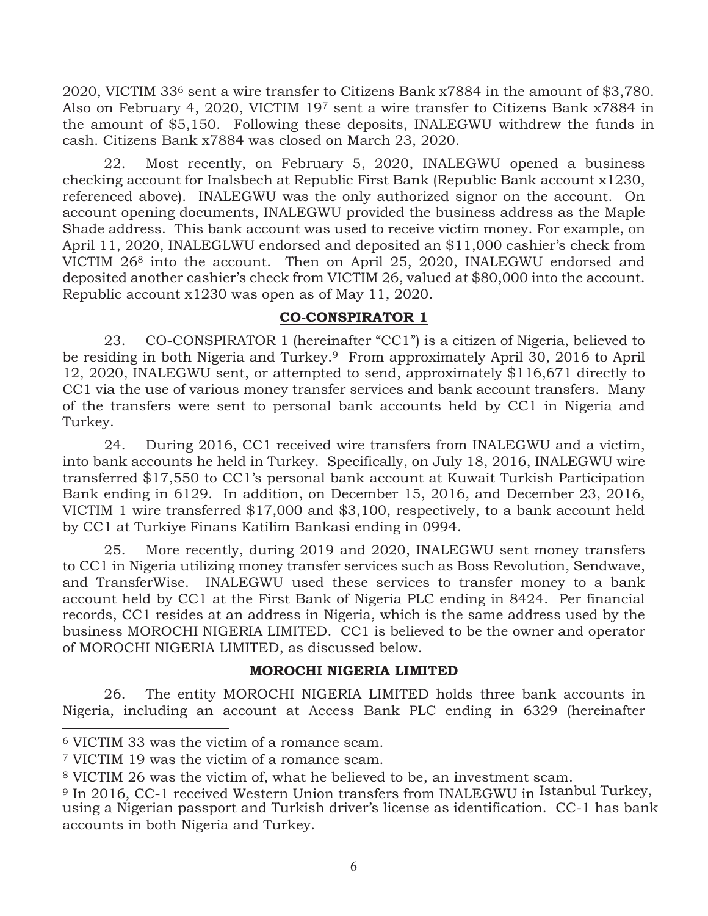2020, VICTIM 33[6] sent a wire transfer to Citizens Bank x7884 in the amount of $3,780. Also on February 4, 2020, VICTIM 19[7] sent a wire transfer to Citizens Bank x7884 in the amount of $5,150. Following these deposits, INALEGWU withdrew the funds in cash. Citizens Bank x7884 was closed on March 23, 2020.

22. Most recently, on February 5, 2020, INALEGWU opened a business checking account for Inalsbech at Republic First Bank (Republic Bank account x1230, referenced above). INALEGWU was the only authorized signor on the account. On account opening documents, INALEGWU provided the business address as the Maple Shade address. This bank account was used to receive victim money. For example, on April 11, 2020, INALEGLWU endorsed and deposited an $11,000 cashier's check from VICTIM 26[8] into the account. Then on April 25, 2020, INALEGWU endorsed and deposited another cashier's check from VICTIM 26, valued at $80,000 into the account. Republic account x1230 was open as of May 11, 2020.

## CO-CONSPIRATOR 1

23. CO-CONSPIRATOR 1 (hereinafter "CC1") is a citizen of Nigeria, believed to be residing in both Nigeria and Turkey.[9] From approximately April 30, 2016 to April 12, 2020, INALEGWU sent, or attempted to send, approximately $116,671 directly to CC1 via the use of various money transfer services and bank account transfers. Many of the transfers were sent to personal bank accounts held by CC1 in Nigeria and Turkey.

24. During 2016, CC1 received wire transfers from INALEGWU and a victim, into bank accounts he held in Turkey. Specifically, on July 18, 2016, INALEGWU wire transferred $17,550 to CC1's personal bank account at Kuwait Turkish Participation Bank ending in 6129. In addition, on December 15, 2016, and December 23, 2016, VICTIM 1 wire transferred $17,000 and $3,100, respectively, to a bank account held by CC1 at Turkiye Finans Katilim Bankasi ending in 0994.

25. More recently, during 2019 and 2020, INALEGWU sent money transfers to CC1 in Nigeria utilizing money transfer services such as Boss Revolution, Sendwave, and TransferWise. INALEGWU used these services to transfer money to a bank account held by CC1 at the First Bank of Nigeria PLC ending in 8424. Per financial records, CC1 resides at an address in Nigeria, which is the same address used by the business MOROCHI NIGERIA LIMITED. CC1 is believed to be the owner and operator of MOROCHI NIGERIA LIMITED, as discussed below.

## MOROCHI NIGERIA LIMITED

26. The entity MOROCHI NIGERIA LIMITED holds three bank accounts in Nigeria, including an account at Access Bank PLC ending in 6329 (hereinafter

---

[6] VICTIM 33 was the victim of a romance scam.

[7] VICTIM 19 was the victim of a romance scam.

[8] VICTIM 26 was the victim of, what he believed to be, an investment scam.

[9] In 2016, CC-1 received Western Union transfers from INALEGWU in Istanbul Turkey, using a Nigerian passport and Turkish driver's license as identification. CC-1 has bank accounts in both Nigeria and Turkey.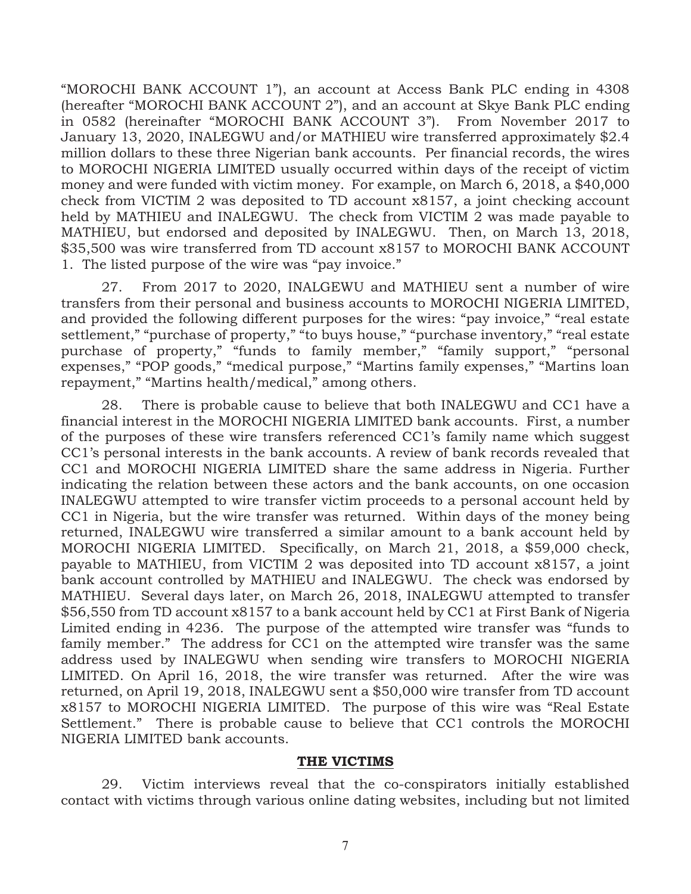"MOROCHI BANK ACCOUNT 1"), an account at Access Bank PLC ending in 4308 (hereafter "MOROCHI BANK ACCOUNT 2"), and an account at Skye Bank PLC ending in 0582 (hereinafter "MOROCHI BANK ACCOUNT 3"). From November 2017 to January 13, 2020, INALEGWU and/or MATHIEU wire transferred approximately $2.4 million dollars to these three Nigerian bank accounts. Per financial records, the wires to MOROCHI NIGERIA LIMITED usually occurred within days of the receipt of victim money and were funded with victim money. For example, on March 6, 2018, a $40,000 check from VICTIM 2 was deposited to TD account x8157, a joint checking account held by MATHIEU and INALEGWU. The check from VICTIM 2 was made payable to MATHIEU, but endorsed and deposited by INALEGWU. Then, on March 13, 2018, $35,500 was wire transferred from TD account x8157 to MOROCHI BANK ACCOUNT 1. The listed purpose of the wire was "pay invoice."

27. From 2017 to 2020, INALGEWU and MATHIEU sent a number of wire transfers from their personal and business accounts to MOROCHI NIGERIA LIMITED, and provided the following different purposes for the wires: "pay invoice," "real estate settlement," "purchase of property," "to buys house," "purchase inventory," "real estate purchase of property," "funds to family member," "family support," "personal expenses," "POP goods," "medical purpose," "Martins family expenses," "Martins loan repayment," "Martins health/medical," among others.

28. There is probable cause to believe that both INALEGWU and CC1 have a financial interest in the MOROCHI NIGERIA LIMITED bank accounts. First, a number of the purposes of these wire transfers referenced CC1's family name which suggest CC1's personal interests in the bank accounts. A review of bank records revealed that CC1 and MOROCHI NIGERIA LIMITED share the same address in Nigeria. Further indicating the relation between these actors and the bank accounts, on one occasion INALEGWU attempted to wire transfer victim proceeds to a personal account held by CC1 in Nigeria, but the wire transfer was returned. Within days of the money being returned, INALEGWU wire transferred a similar amount to a bank account held by MOROCHI NIGERIA LIMITED. Specifically, on March 21, 2018, a $59,000 check, payable to MATHIEU, from VICTIM 2 was deposited into TD account x8157, a joint bank account controlled by MATHIEU and INALEGWU. The check was endorsed by MATHIEU. Several days later, on March 26, 2018, INALEGWU attempted to transfer $56,550 from TD account x8157 to a bank account held by CC1 at First Bank of Nigeria Limited ending in 4236. The purpose of the attempted wire transfer was "funds to family member." The address for CC1 on the attempted wire transfer was the same address used by INALEGWU when sending wire transfers to MOROCHI NIGERIA LIMITED. On April 16, 2018, the wire transfer was returned. After the wire was returned, on April 19, 2018, INALEGWU sent a $50,000 wire transfer from TD account x8157 to MOROCHI NIGERIA LIMITED. The purpose of this wire was "Real Estate Settlement." There is probable cause to believe that CC1 controls the MOROCHI NIGERIA LIMITED bank accounts.

## THE VICTIMS

29. Victim interviews reveal that the co-conspirators initially established contact with victims through various online dating websites, including but not limited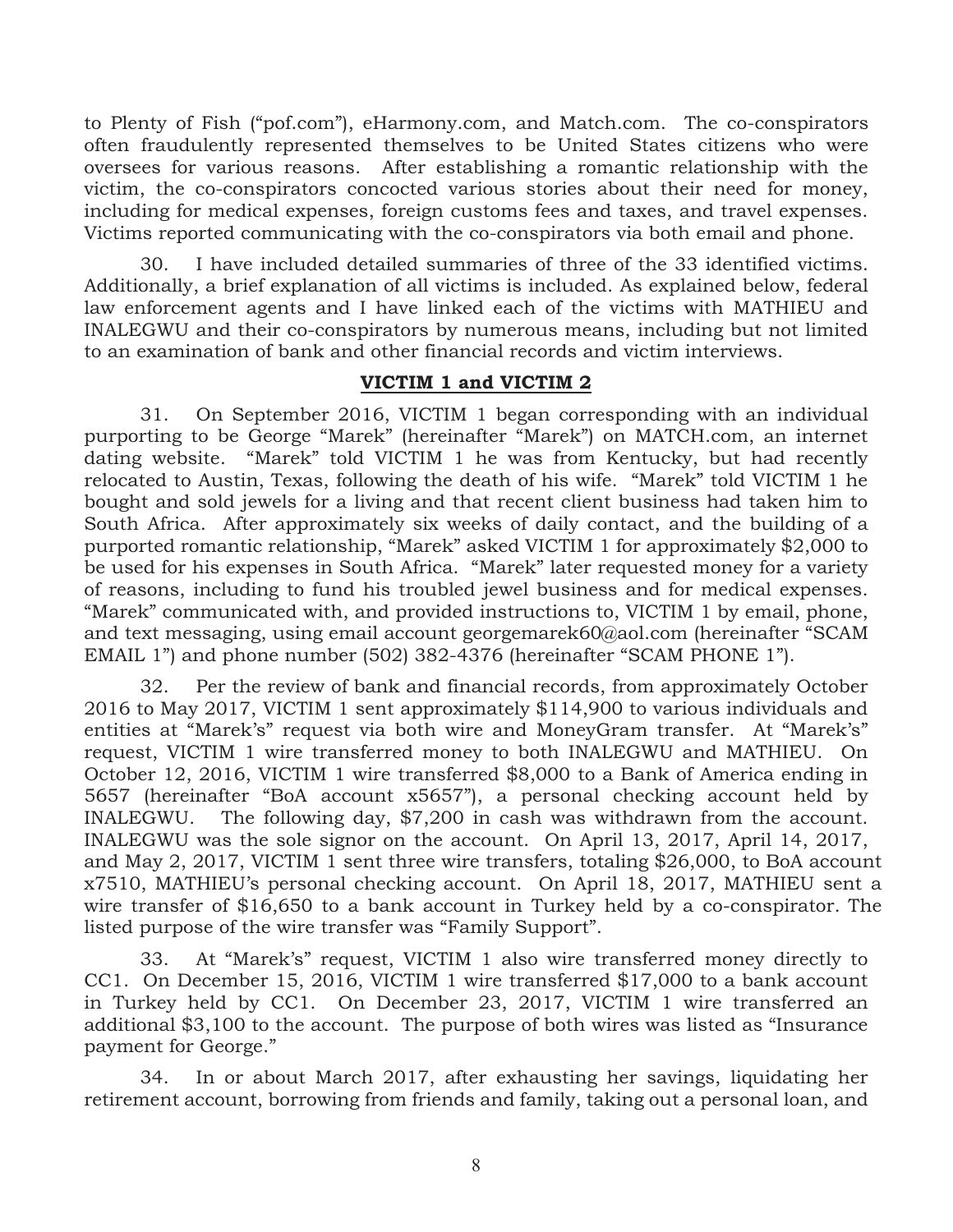to Plenty of Fish ("pof.com"), eHarmony.com, and Match.com. The co-conspirators often fraudulently represented themselves to be United States citizens who were oversees for various reasons. After establishing a romantic relationship with the victim, the co-conspirators concocted various stories about their need for money, including for medical expenses, foreign customs fees and taxes, and travel expenses. Victims reported communicating with the co-conspirators via both email and phone.

30. I have included detailed summaries of three of the 33 identified victims. Additionally, a brief explanation of all victims is included. As explained below, federal law enforcement agents and I have linked each of the victims with MATHIEU and INALEGWU and their co-conspirators by numerous means, including but not limited to an examination of bank and other financial records and victim interviews.

**VICTIM 1 and VICTIM 2**

31. On September 2016, VICTIM 1 began corresponding with an individual purporting to be George "Marek" (hereinafter "Marek") on MATCH.com, an internet dating website. "Marek" told VICTIM 1 he was from Kentucky, but had recently relocated to Austin, Texas, following the death of his wife. "Marek" told VICTIM 1 he bought and sold jewels for a living and that recent client business had taken him to South Africa. After approximately six weeks of daily contact, and the building of a purported romantic relationship, "Marek" asked VICTIM 1 for approximately $2,000 to be used for his expenses in South Africa. "Marek" later requested money for a variety of reasons, including to fund his troubled jewel business and for medical expenses. "Marek" communicated with, and provided instructions to, VICTIM 1 by email, phone, and text messaging, using email account georgemarek60@aol.com (hereinafter "SCAM EMAIL 1") and phone number (502) 382-4376 (hereinafter "SCAM PHONE 1").

32. Per the review of bank and financial records, from approximately October 2016 to May 2017, VICTIM 1 sent approximately $114,900 to various individuals and entities at "Marek's" request via both wire and MoneyGram transfer. At "Marek's" request, VICTIM 1 wire transferred money to both INALEGWU and MATHIEU. On October 12, 2016, VICTIM 1 wire transferred $8,000 to a Bank of America ending in 5657 (hereinafter "BoA account x5657"), a personal checking account held by INALEGWU. The following day, $7,200 in cash was withdrawn from the account. INALEGWU was the sole signor on the account. On April 13, 2017, April 14, 2017, and May 2, 2017, VICTIM 1 sent three wire transfers, totaling $26,000, to BoA account x7510, MATHIEU's personal checking account. On April 18, 2017, MATHIEU sent a wire transfer of $16,650 to a bank account in Turkey held by a co-conspirator. The listed purpose of the wire transfer was "Family Support".

33. At "Marek's" request, VICTIM 1 also wire transferred money directly to CC1. On December 15, 2016, VICTIM 1 wire transferred $17,000 to a bank account in Turkey held by CC1. On December 23, 2017, VICTIM 1 wire transferred an additional $3,100 to the account. The purpose of both wires was listed as "Insurance payment for George."

34. In or about March 2017, after exhausting her savings, liquidating her retirement account, borrowing from friends and family, taking out a personal loan, and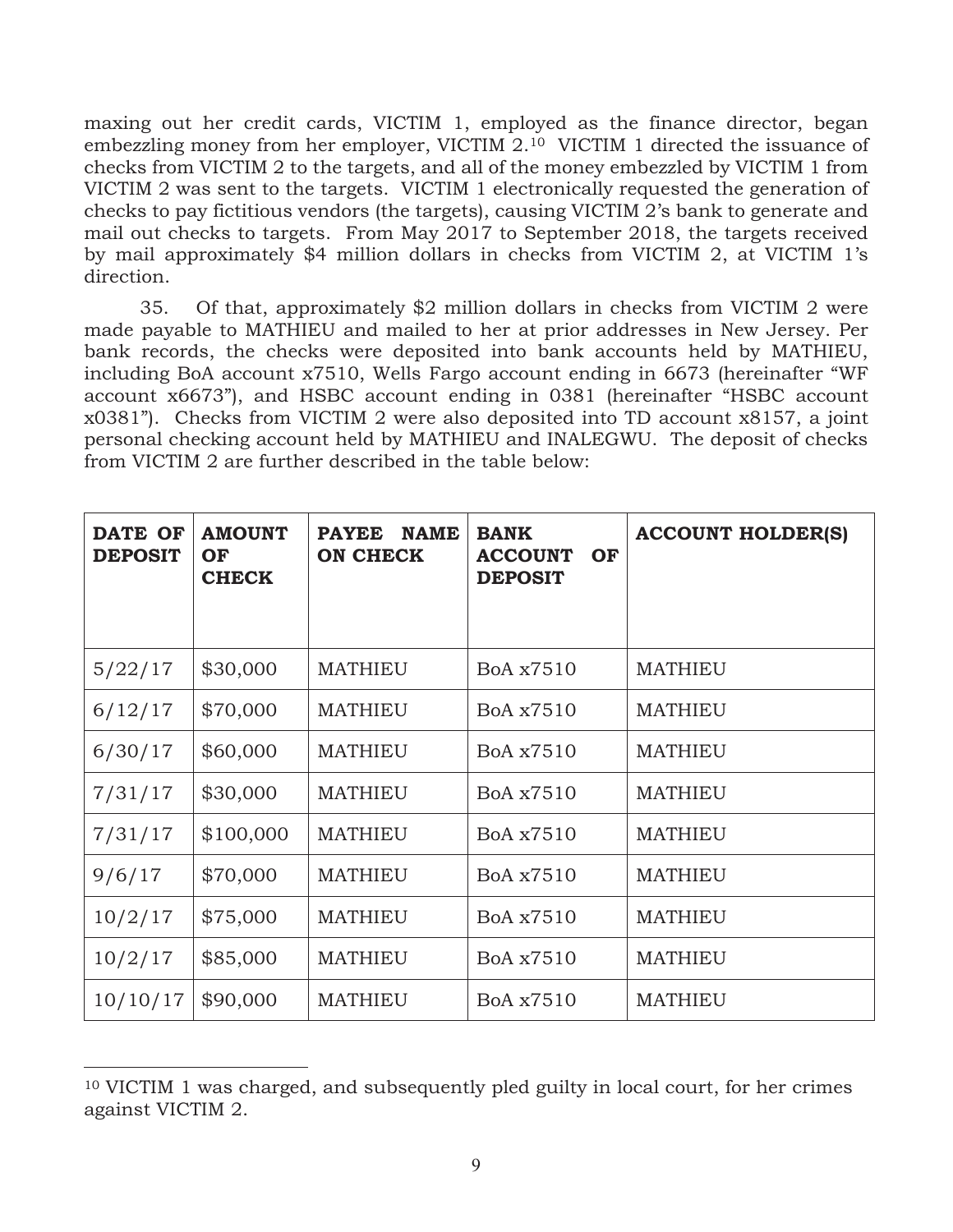maxing out her credit cards, VICTIM 1, employed as the finance director, began embezzling money from her employer, VICTIM 2.[10] VICTIM 1 directed the issuance of checks from VICTIM 2 to the targets, and all of the money embezzled by VICTIM 1 from VICTIM 2 was sent to the targets. VICTIM 1 electronically requested the generation of checks to pay fictitious vendors (the targets), causing VICTIM 2's bank to generate and mail out checks to targets. From May 2017 to September 2018, the targets received by mail approximately $4 million dollars in checks from VICTIM 2, at VICTIM 1's direction.

35. Of that, approximately $2 million dollars in checks from VICTIM 2 were made payable to MATHIEU and mailed to her at prior addresses in New Jersey. Per bank records, the checks were deposited into bank accounts held by MATHIEU, including BoA account x7510, Wells Fargo account ending in 6673 (hereinafter "WF account x6673"), and HSBC account ending in 0381 (hereinafter "HSBC account x0381"). Checks from VICTIM 2 were also deposited into TD account x8157, a joint personal checking account held by MATHIEU and INALEGWU. The deposit of checks from VICTIM 2 are further described in the table below:

| DATE OF DEPOSIT | AMOUNT OF CHECK | PAYEE NAME ON CHECK | BANK ACCOUNT OF DEPOSIT | ACCOUNT HOLDER(S) |
|---|---|---|---|---|
| 5/22/17 | $30,000 | MATHIEU | BoA x7510 | MATHIEU |
| 6/12/17 | $70,000 | MATHIEU | BoA x7510 | MATHIEU |
| 6/30/17 | $60,000 | MATHIEU | BoA x7510 | MATHIEU |
| 7/31/17 | $30,000 | MATHIEU | BoA x7510 | MATHIEU |
| 7/31/17 | $100,000 | MATHIEU | BoA x7510 | MATHIEU |
| 9/6/17 | $70,000 | MATHIEU | BoA x7510 | MATHIEU |
| 10/2/17 | $75,000 | MATHIEU | BoA x7510 | MATHIEU |
| 10/2/17 | $85,000 | MATHIEU | BoA x7510 | MATHIEU |
| 10/10/17 | $90,000 | MATHIEU | BoA x7510 | MATHIEU |

[10] VICTIM 1 was charged, and subsequently pled guilty in local court, for her crimes against VICTIM 2.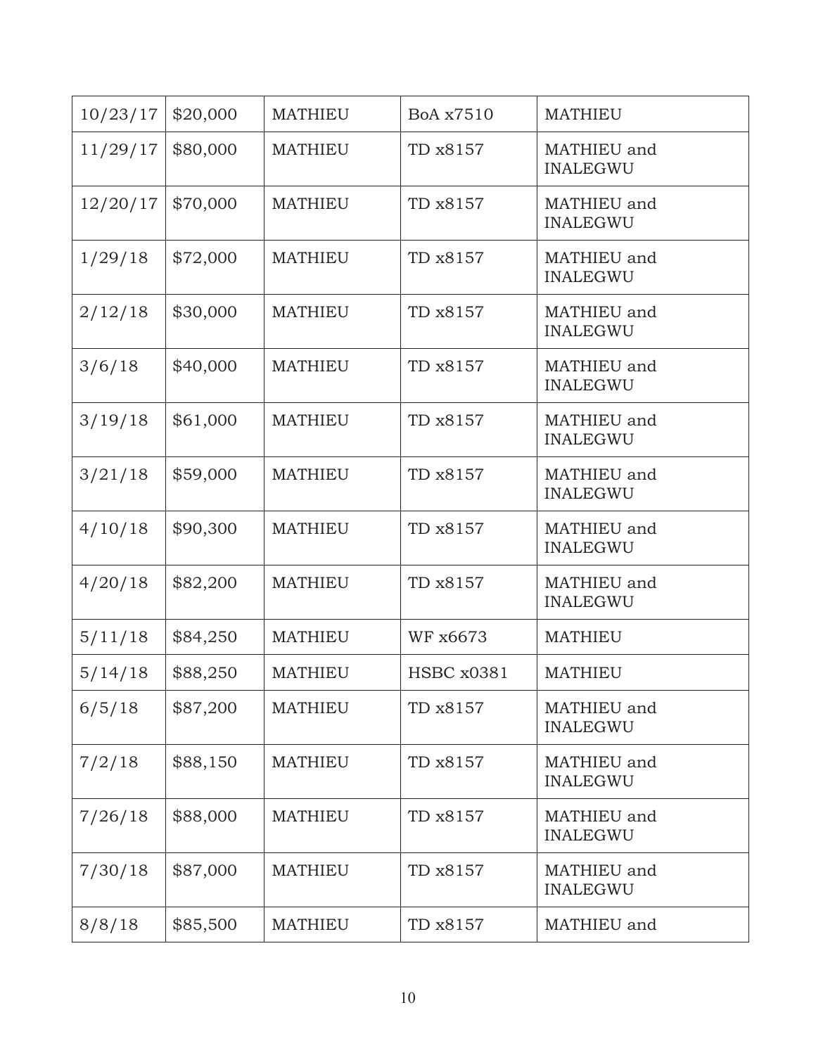| 10/23/17 | $20,000 | MATHIEU | BoA x7510 | MATHIEU |
|---|---|---|---|---|
| 11/29/17 | $80,000 | MATHIEU | TD x8157 | MATHIEU and INALEGWU |
| 12/20/17 | $70,000 | MATHIEU | TD x8157 | MATHIEU and INALEGWU |
| 1/29/18 | $72,000 | MATHIEU | TD x8157 | MATHIEU and INALEGWU |
| 2/12/18 | $30,000 | MATHIEU | TD x8157 | MATHIEU and INALEGWU |
| 3/6/18 | $40,000 | MATHIEU | TD x8157 | MATHIEU and INALEGWU |
| 3/19/18 | $61,000 | MATHIEU | TD x8157 | MATHIEU and INALEGWU |
| 3/21/18 | $59,000 | MATHIEU | TD x8157 | MATHIEU and INALEGWU |
| 4/10/18 | $90,300 | MATHIEU | TD x8157 | MATHIEU and INALEGWU |
| 4/20/18 | $82,200 | MATHIEU | TD x8157 | MATHIEU and INALEGWU |
| 5/11/18 | $84,250 | MATHIEU | WF x6673 | MATHIEU |
| 5/14/18 | $88,250 | MATHIEU | HSBC x0381 | MATHIEU |
| 6/5/18 | $87,200 | MATHIEU | TD x8157 | MATHIEU and INALEGWU |
| 7/2/18 | $88,150 | MATHIEU | TD x8157 | MATHIEU and INALEGWU |
| 7/26/18 | $88,000 | MATHIEU | TD x8157 | MATHIEU and INALEGWU |
| 7/30/18 | $87,000 | MATHIEU | TD x8157 | MATHIEU and INALEGWU |
| 8/8/18 | $85,500 | MATHIEU | TD x8157 | MATHIEU and |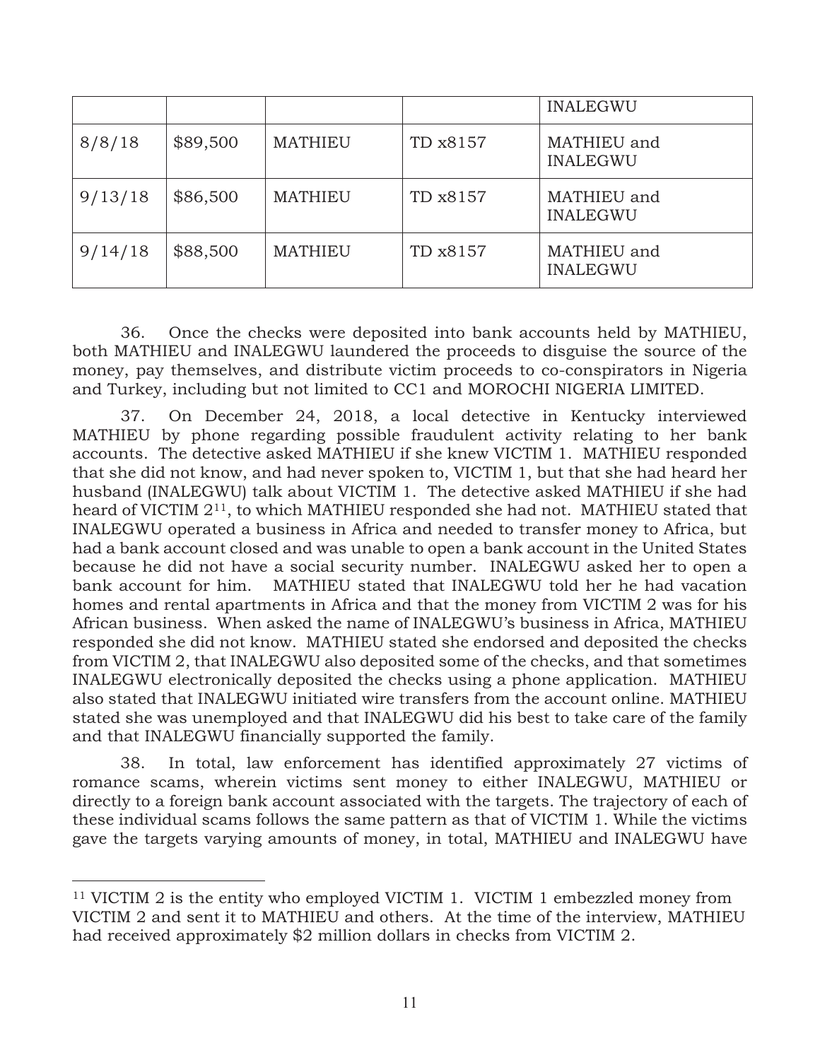| | | | | INALEGWU |
|---|---|---|---|---|
| 8/8/18 | $89,500 | MATHIEU | TD x8157 | MATHIEU and INALEGWU |
| 9/13/18 | $86,500 | MATHIEU | TD x8157 | MATHIEU and INALEGWU |
| 9/14/18 | $88,500 | MATHIEU | TD x8157 | MATHIEU and INALEGWU |

36. Once the checks were deposited into bank accounts held by MATHIEU, both MATHIEU and INALEGWU laundered the proceeds to disguise the source of the money, pay themselves, and distribute victim proceeds to co-conspirators in Nigeria and Turkey, including but not limited to CC1 and MOROCHI NIGERIA LIMITED.

37. On December 24, 2018, a local detective in Kentucky interviewed MATHIEU by phone regarding possible fraudulent activity relating to her bank accounts. The detective asked MATHIEU if she knew VICTIM 1. MATHIEU responded that she did not know, and had never spoken to, VICTIM 1, but that she had heard her husband (INALEGWU) talk about VICTIM 1. The detective asked MATHIEU if she had heard of VICTIM 2[11], to which MATHIEU responded she had not. MATHIEU stated that INALEGWU operated a business in Africa and needed to transfer money to Africa, but had a bank account closed and was unable to open a bank account in the United States because he did not have a social security number. INALEGWU asked her to open a bank account for him. MATHIEU stated that INALEGWU told her he had vacation homes and rental apartments in Africa and that the money from VICTIM 2 was for his African business. When asked the name of INALEGWU's business in Africa, MATHIEU responded she did not know. MATHIEU stated she endorsed and deposited the checks from VICTIM 2, that INALEGWU also deposited some of the checks, and that sometimes INALEGWU electronically deposited the checks using a phone application. MATHIEU also stated that INALEGWU initiated wire transfers from the account online. MATHIEU stated she was unemployed and that INALEGWU did his best to take care of the family and that INALEGWU financially supported the family.

38. In total, law enforcement has identified approximately 27 victims of romance scams, wherein victims sent money to either INALEGWU, MATHIEU or directly to a foreign bank account associated with the targets. The trajectory of each of these individual scams follows the same pattern as that of VICTIM 1. While the victims gave the targets varying amounts of money, in total, MATHIEU and INALEGWU have

---

[11] VICTIM 2 is the entity who employed VICTIM 1. VICTIM 1 embezzled money from VICTIM 2 and sent it to MATHIEU and others. At the time of the interview, MATHIEU had received approximately $2 million dollars in checks from VICTIM 2.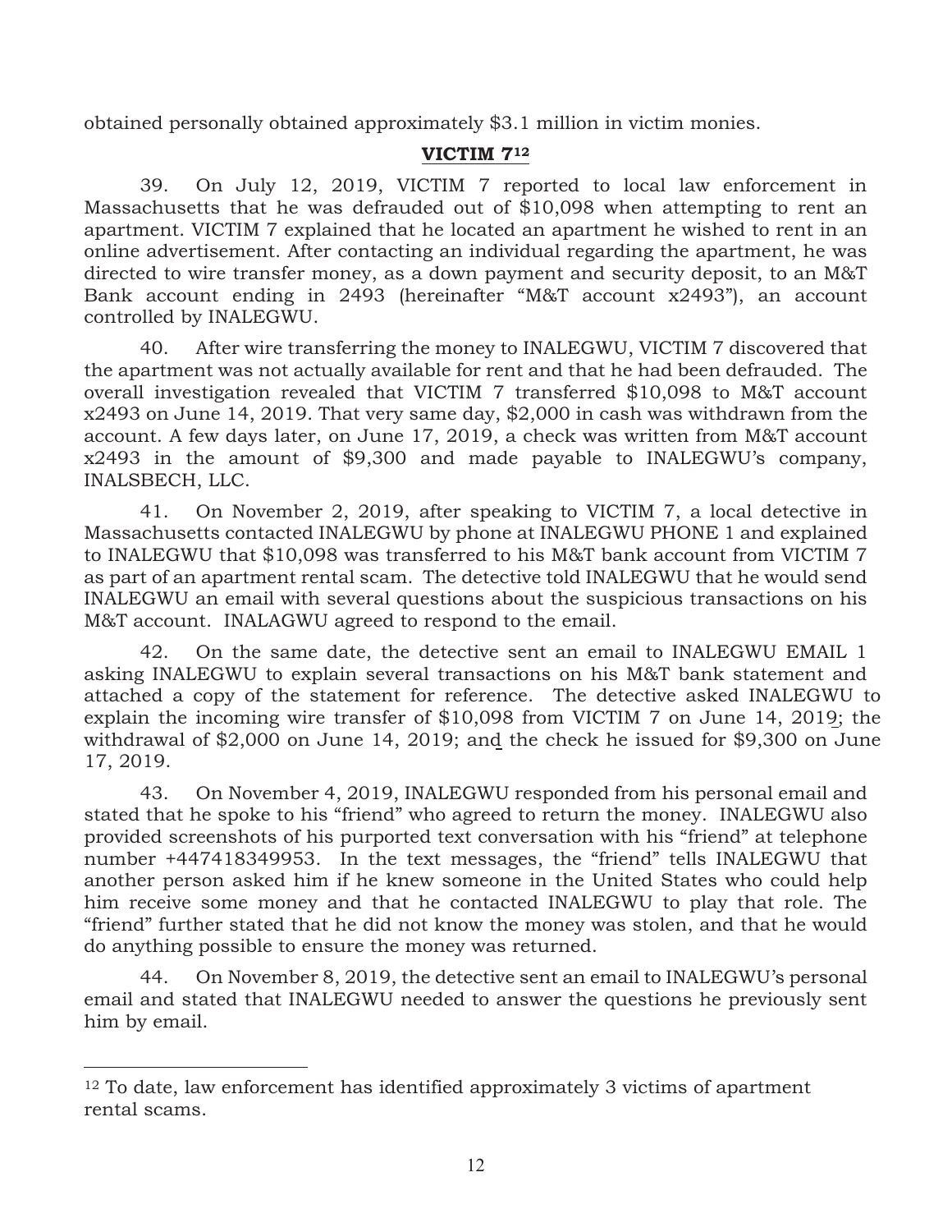obtained personally obtained approximately $3.1 million in victim monies.

## **VICTIM 7**[12]

39. On July 12, 2019, VICTIM 7 reported to local law enforcement in Massachusetts that he was defrauded out of $10,098 when attempting to rent an apartment. VICTIM 7 explained that he located an apartment he wished to rent in an online advertisement. After contacting an individual regarding the apartment, he was directed to wire transfer money, as a down payment and security deposit, to an M&T Bank account ending in 2493 (hereinafter "M&T account x2493"), an account controlled by INALEGWU.

40. After wire transferring the money to INALEGWU, VICTIM 7 discovered that the apartment was not actually available for rent and that he had been defrauded. The overall investigation revealed that VICTIM 7 transferred $10,098 to M&T account x2493 on June 14, 2019. That very same day, $2,000 in cash was withdrawn from the account. A few days later, on June 17, 2019, a check was written from M&T account x2493 in the amount of $9,300 and made payable to INALEGWU's company, INALSBECH, LLC.

41. On November 2, 2019, after speaking to VICTIM 7, a local detective in Massachusetts contacted INALEGWU by phone at INALEGWU PHONE 1 and explained to INALEGWU that $10,098 was transferred to his M&T bank account from VICTIM 7 as part of an apartment rental scam. The detective told INALEGWU that he would send INALEGWU an email with several questions about the suspicious transactions on his M&T account. INALAGWU agreed to respond to the email.

42. On the same date, the detective sent an email to INALEGWU EMAIL 1 asking INALEGWU to explain several transactions on his M&T bank statement and attached a copy of the statement for reference. The detective asked INALEGWU to explain the incoming wire transfer of $10,098 from VICTIM 7 on June 14, 2019; the withdrawal of $2,000 on June 14, 2019; and the check he issued for $9,300 on June 17, 2019.

43. On November 4, 2019, INALEGWU responded from his personal email and stated that he spoke to his "friend" who agreed to return the money. INALEGWU also provided screenshots of his purported text conversation with his "friend" at telephone number +447418349953. In the text messages, the "friend" tells INALEGWU that another person asked him if he knew someone in the United States who could help him receive some money and that he contacted INALEGWU to play that role. The "friend" further stated that he did not know the money was stolen, and that he would do anything possible to ensure the money was returned.

44. On November 8, 2019, the detective sent an email to INALEGWU's personal email and stated that INALEGWU needed to answer the questions he previously sent him by email.

---

[12] To date, law enforcement has identified approximately 3 victims of apartment rental scams.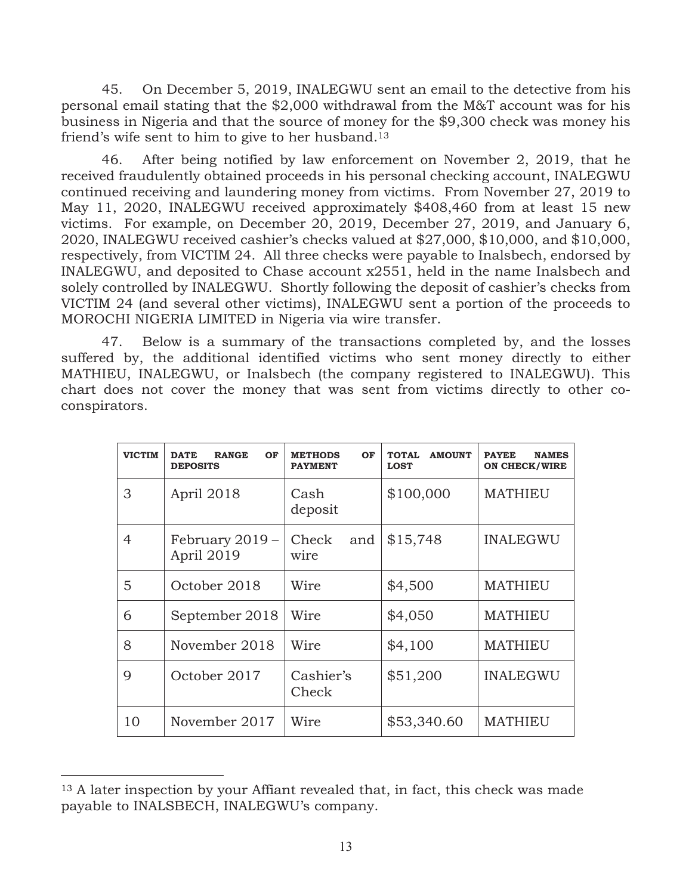45. On December 5, 2019, INALEGWU sent an email to the detective from his personal email stating that the $2,000 withdrawal from the M&T account was for his business in Nigeria and that the source of money for the $9,300 check was money his friend's wife sent to him to give to her husband.[13]

46. After being notified by law enforcement on November 2, 2019, that he received fraudulently obtained proceeds in his personal checking account, INALEGWU continued receiving and laundering money from victims. From November 27, 2019 to May 11, 2020, INALEGWU received approximately $408,460 from at least 15 new victims. For example, on December 20, 2019, December 27, 2019, and January 6, 2020, INALEGWU received cashier's checks valued at $27,000, $10,000, and $10,000, respectively, from VICTIM 24. All three checks were payable to Inalsbech, endorsed by INALEGWU, and deposited to Chase account x2551, held in the name Inalsbech and solely controlled by INALEGWU. Shortly following the deposit of cashier's checks from VICTIM 24 (and several other victims), INALEGWU sent a portion of the proceeds to MOROCHI NIGERIA LIMITED in Nigeria via wire transfer.

47. Below is a summary of the transactions completed by, and the losses suffered by, the additional identified victims who sent money directly to either MATHIEU, INALEGWU, or Inalsbech (the company registered to INALEGWU). This chart does not cover the money that was sent from victims directly to other co-conspirators.

| VICTIM | DATE RANGE OF DEPOSITS | METHODS OF PAYMENT | TOTAL AMOUNT LOST | PAYEE NAMES ON CHECK/WIRE |
|---|---|---|---|---|
| 3 | April 2018 | Cash deposit | $100,000 | MATHIEU |
| 4 | February 2019 – April 2019 | Check and wire | $15,748 | INALEGWU |
| 5 | October 2018 | Wire | $4,500 | MATHIEU |
| 6 | September 2018 | Wire | $4,050 | MATHIEU |
| 8 | November 2018 | Wire | $4,100 | MATHIEU |
| 9 | October 2017 | Cashier's Check | $51,200 | INALEGWU |
| 10 | November 2017 | Wire | $53,340.60 | MATHIEU |

[13] A later inspection by your Affiant revealed that, in fact, this check was made payable to INALSBECH, INALEGWU's company.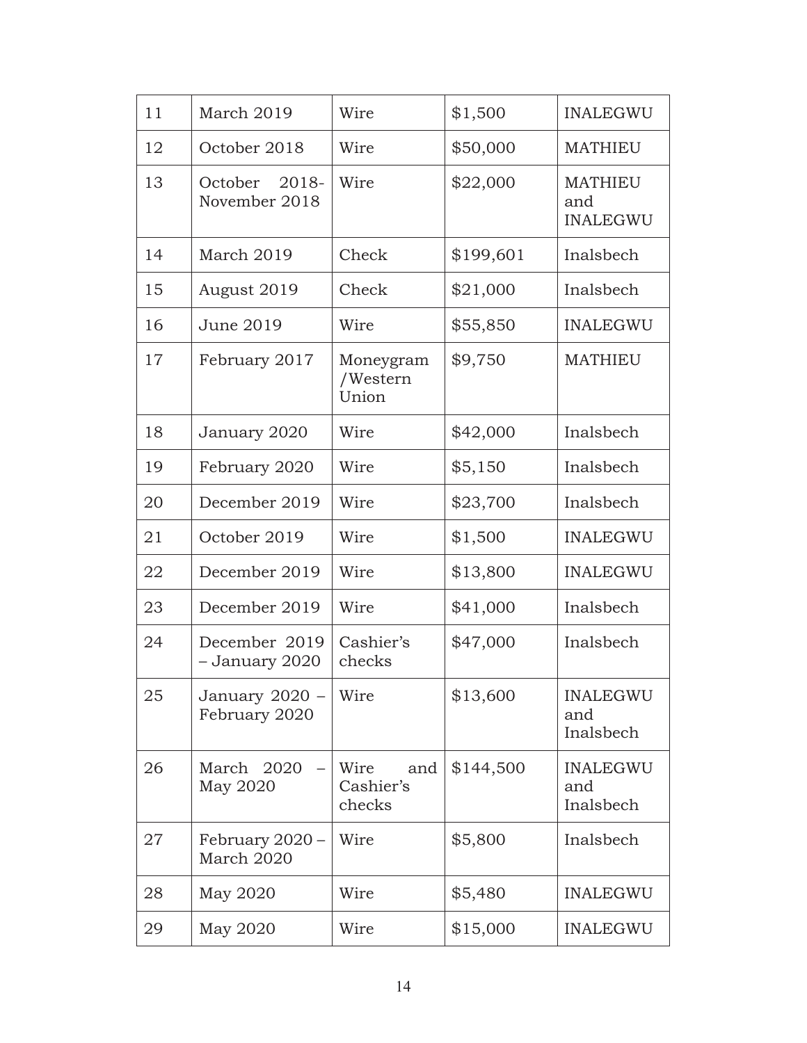| 11 | March 2019 | Wire | $1,500 | INALEGWU |
|---|---|---|---|---|
| 12 | October 2018 | Wire | $50,000 | MATHIEU |
| 13 | October 2018-November 2018 | Wire | $22,000 | MATHIEU and INALEGWU |
| 14 | March 2019 | Check | $199,601 | Inalsbech |
| 15 | August 2019 | Check | $21,000 | Inalsbech |
| 16 | June 2019 | Wire | $55,850 | INALEGWU |
| 17 | February 2017 | Moneygram /Western Union | $9,750 | MATHIEU |
| 18 | January 2020 | Wire | $42,000 | Inalsbech |
| 19 | February 2020 | Wire | $5,150 | Inalsbech |
| 20 | December 2019 | Wire | $23,700 | Inalsbech |
| 21 | October 2019 | Wire | $1,500 | INALEGWU |
| 22 | December 2019 | Wire | $13,800 | INALEGWU |
| 23 | December 2019 | Wire | $41,000 | Inalsbech |
| 24 | December 2019 – January 2020 | Cashier's checks | $47,000 | Inalsbech |
| 25 | January 2020 – February 2020 | Wire | $13,600 | INALEGWU and Inalsbech |
| 26 | March 2020 – May 2020 | Wire and Cashier's checks | $144,500 | INALEGWU and Inalsbech |
| 27 | February 2020 – March 2020 | Wire | $5,800 | Inalsbech |
| 28 | May 2020 | Wire | $5,480 | INALEGWU |
| 29 | May 2020 | Wire | $15,000 | INALEGWU |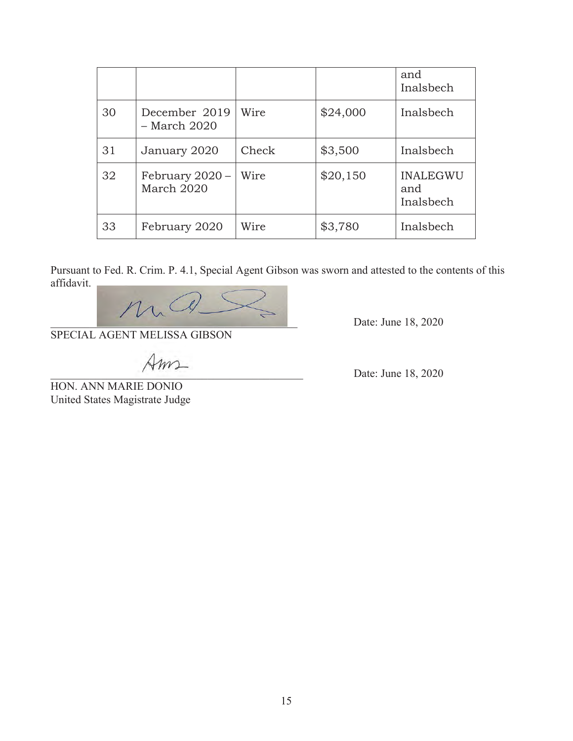| | | | | and Inalsbech |
|---|---|---|---|---|
| 30 | December 2019 – March 2020 | Wire | $24,000 | Inalsbech |
| 31 | January 2020 | Check | $3,500 | Inalsbech |
| 32 | February 2020 – March 2020 | Wire | $20,150 | INALEGWU and Inalsbech |
| 33 | February 2020 | Wire | $3,780 | Inalsbech |

Pursuant to Fed. R. Crim. P. 4.1, Special Agent Gibson was sworn and attested to the contents of this affidavit.

SPECIAL AGENT MELISSA GIBSON

Date: June 18, 2020

HON. ANN MARIE DONIO
United States Magistrate Judge

Date: June 18, 2020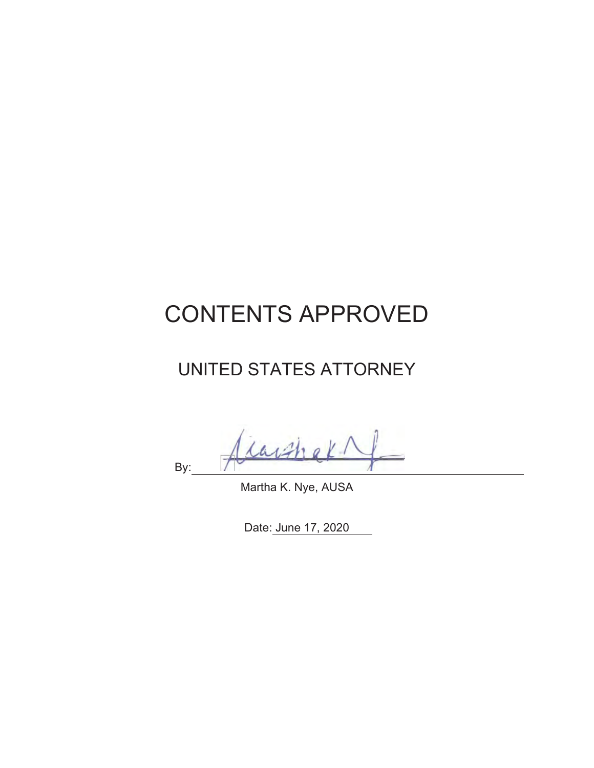# CONTENTS APPROVED

## UNITED STATES ATTORNEY

By: ______________________

Martha K. Nye, AUSA

Date: June 17, 2020